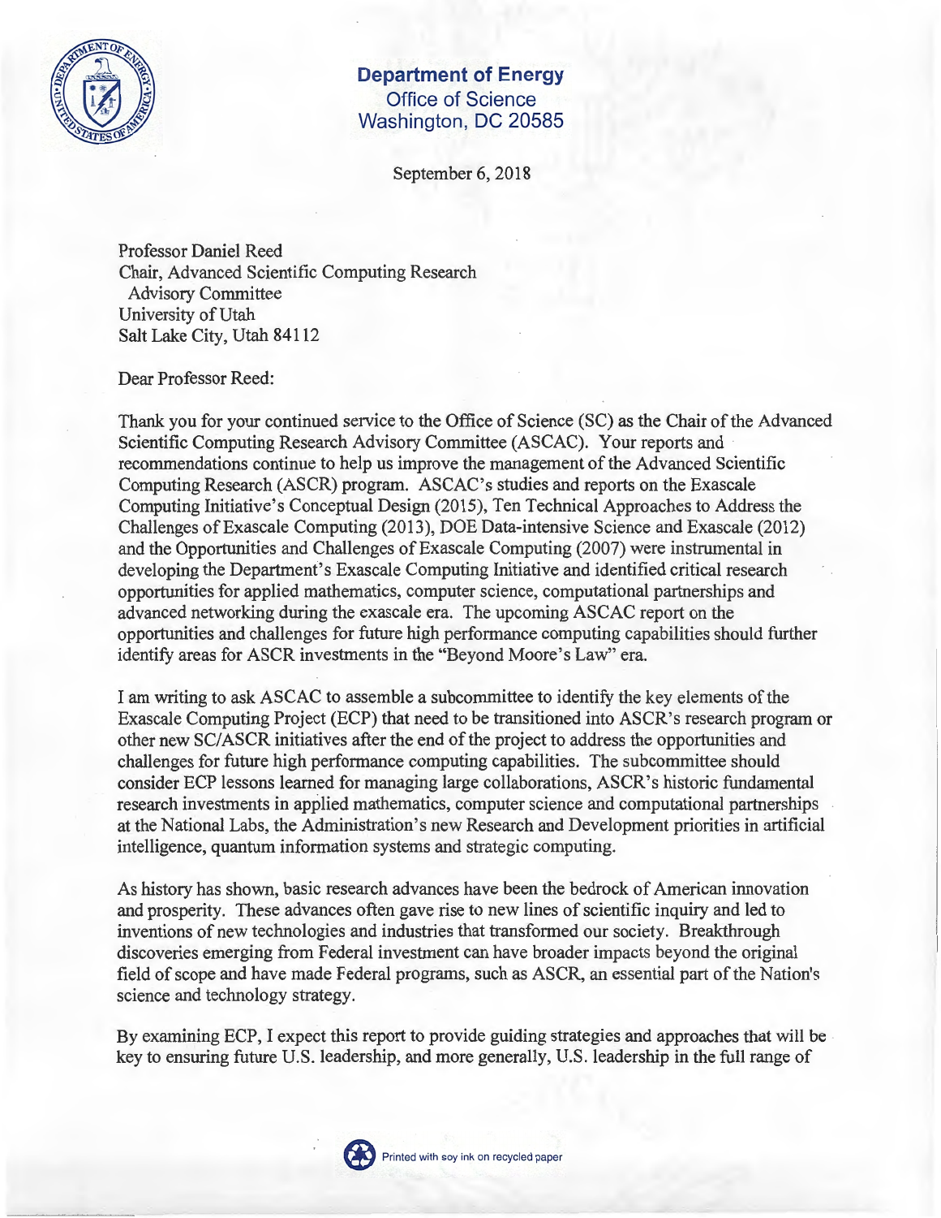**Department of Energy**
Office of Science
Washington, DC 20585

September 6, 2018

Professor Daniel Reed
Chair, Advanced Scientific Computing Research
Advisory Committee
University of Utah
Salt Lake City, Utah 84112

Dear Professor Reed:

Thank you for your continued service to the Office of Science (SC) as the Chair of the Advanced Scientific Computing Research Advisory Committee (ASCAC). Your reports and recommendations continue to help us improve the management of the Advanced Scientific Computing Research (ASCR) program. ASCAC's studies and reports on the Exascale Computing Initiative's Conceptual Design (2015), Ten Technical Approaches to Address the Challenges of Exascale Computing (2013), DOE Data-intensive Science and Exascale (2012) and the Opportunities and Challenges of Exascale Computing (2007) were instrumental in developing the Department's Exascale Computing Initiative and identified critical research opportunities for applied mathematics, computer science, computational partnerships and advanced networking during the exascale era. The upcoming ASCAC report on the opportunities and challenges for future high performance computing capabilities should further identify areas for ASCR investments in the "Beyond Moore's Law" era.

I am writing to ask ASCAC to assemble a subcommittee to identify the key elements of the Exascale Computing Project (ECP) that need to be transitioned into ASCR's research program or other new SC/ASCR initiatives after the end of the project to address the opportunities and challenges for future high performance computing capabilities. The subcommittee should consider ECP lessons learned for managing large collaborations, ASCR's historic fundamental research investments in applied mathematics, computer science and computational partnerships at the National Labs, the Administration's new Research and Development priorities in artificial intelligence, quantum information systems and strategic computing.

As history has shown, basic research advances have been the bedrock of American innovation and prosperity. These advances often gave rise to new lines of scientific inquiry and led to inventions of new technologies and industries that transformed our society. Breakthrough discoveries emerging from Federal investment can have broader impacts beyond the original field of scope and have made Federal programs, such as ASCR, an essential part of the Nation's science and technology strategy.

By examining ECP, I expect this report to provide guiding strategies and approaches that will be key to ensuring future U.S. leadership, and more generally, U.S. leadership in the full range of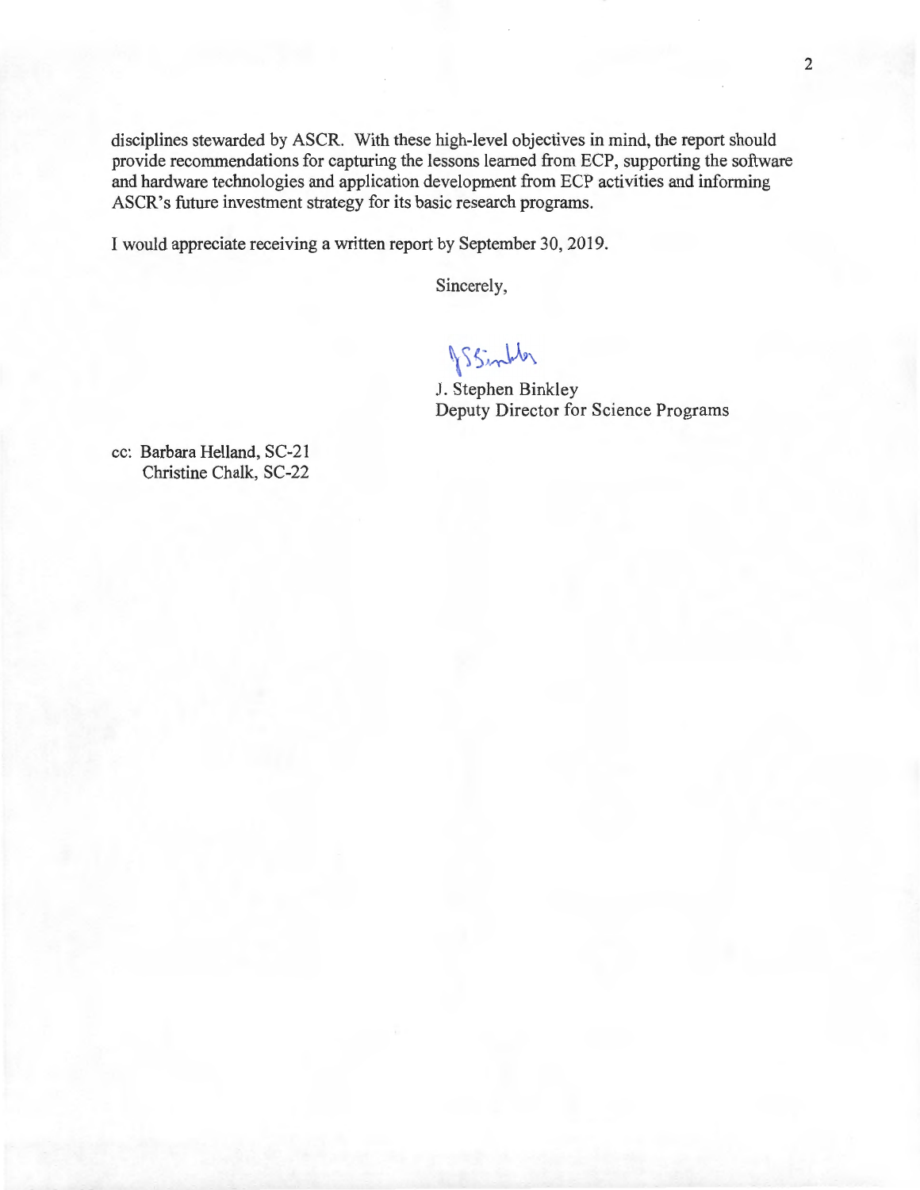disciplines stewarded by ASCR. With these high-level objectives in mind, the report should provide recommendations for capturing the lessons learned from ECP, supporting the software and hardware technologies and application development from ECP activities and informing ASCR's future investment strategy for its basic research programs.

I would appreciate receiving a written report by September 30, 2019.

Sincerely,

J. Stephen Binkley
Deputy Director for Science Programs

cc: Barbara Helland, SC-21
Christine Chalk, SC-22